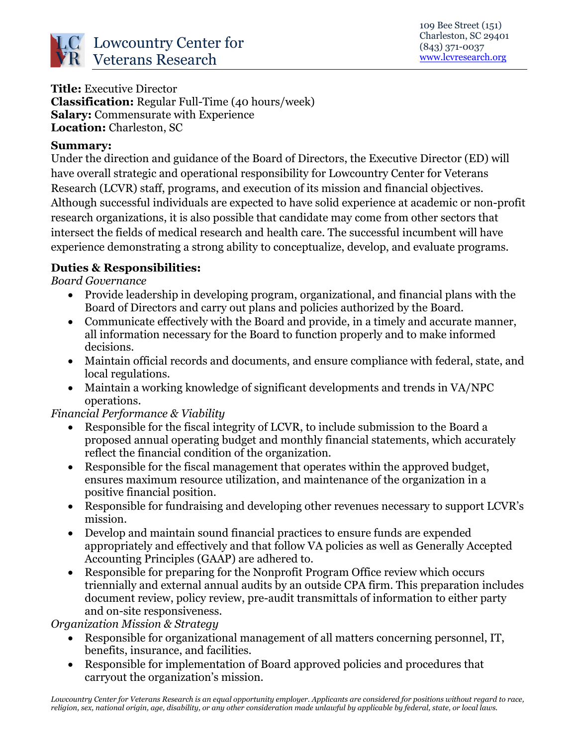# Lowcountry Center for Veterans Research

109 Bee Street (151)
Charleston, SC 29401
(843) 371-0037
www.lcvresearch.org

**Title:** Executive Director
**Classification:** Regular Full-Time (40 hours/week)
**Salary:** Commensurate with Experience
**Location:** Charleston, SC

**Summary:**
Under the direction and guidance of the Board of Directors, the Executive Director (ED) will have overall strategic and operational responsibility for Lowcountry Center for Veterans Research (LCVR) staff, programs, and execution of its mission and financial objectives. Although successful individuals are expected to have solid experience at academic or non-profit research organizations, it is also possible that candidate may come from other sectors that intersect the fields of medical research and health care. The successful incumbent will have experience demonstrating a strong ability to conceptualize, develop, and evaluate programs.

**Duties & Responsibilities:**

*Board Governance*

- Provide leadership in developing program, organizational, and financial plans with the Board of Directors and carry out plans and policies authorized by the Board.
- Communicate effectively with the Board and provide, in a timely and accurate manner, all information necessary for the Board to function properly and to make informed decisions.
- Maintain official records and documents, and ensure compliance with federal, state, and local regulations.
- Maintain a working knowledge of significant developments and trends in VA/NPC operations.

*Financial Performance & Viability*

- Responsible for the fiscal integrity of LCVR, to include submission to the Board a proposed annual operating budget and monthly financial statements, which accurately reflect the financial condition of the organization.
- Responsible for the fiscal management that operates within the approved budget, ensures maximum resource utilization, and maintenance of the organization in a positive financial position.
- Responsible for fundraising and developing other revenues necessary to support LCVR's mission.
- Develop and maintain sound financial practices to ensure funds are expended appropriately and effectively and that follow VA policies as well as Generally Accepted Accounting Principles (GAAP) are adhered to.
- Responsible for preparing for the Nonprofit Program Office review which occurs triennially and external annual audits by an outside CPA firm. This preparation includes document review, policy review, pre-audit transmittals of information to either party and on-site responsiveness.

*Organization Mission & Strategy*

- Responsible for organizational management of all matters concerning personnel, IT, benefits, insurance, and facilities.
- Responsible for implementation of Board approved policies and procedures that carryout the organization's mission.

*Lowcountry Center for Veterans Research is an equal opportunity employer. Applicants are considered for positions without regard to race, religion, sex, national origin, age, disability, or any other consideration made unlawful by applicable by federal, state, or local laws.*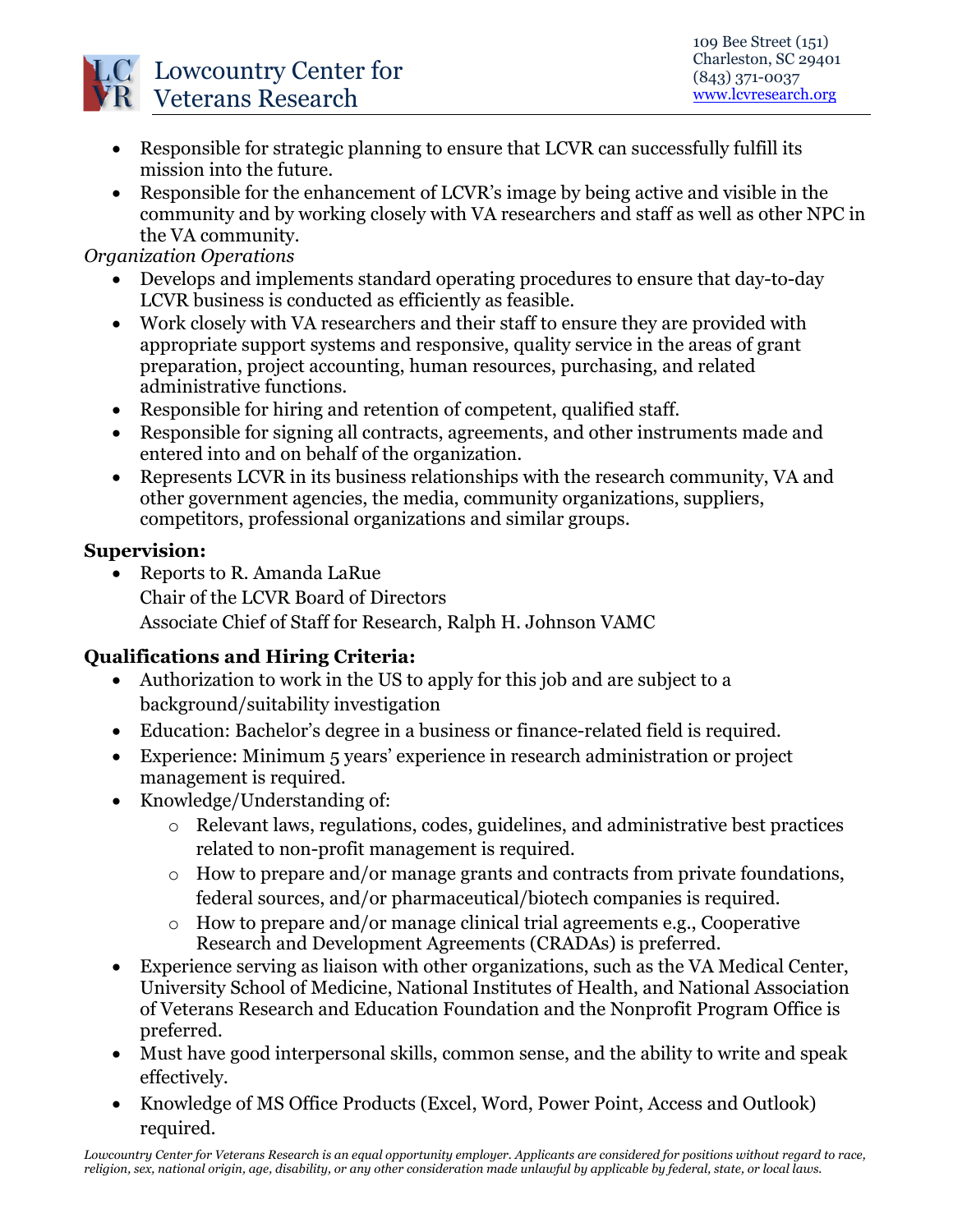- Responsible for strategic planning to ensure that LCVR can successfully fulfill its mission into the future.
- Responsible for the enhancement of LCVR's image by being active and visible in the community and by working closely with VA researchers and staff as well as other NPC in the VA community.

*Organization Operations*

- Develops and implements standard operating procedures to ensure that day-to-day LCVR business is conducted as efficiently as feasible.
- Work closely with VA researchers and their staff to ensure they are provided with appropriate support systems and responsive, quality service in the areas of grant preparation, project accounting, human resources, purchasing, and related administrative functions.
- Responsible for hiring and retention of competent, qualified staff.
- Responsible for signing all contracts, agreements, and other instruments made and entered into and on behalf of the organization.
- Represents LCVR in its business relationships with the research community, VA and other government agencies, the media, community organizations, suppliers, competitors, professional organizations and similar groups.

**Supervision:**

- Reports to R. Amanda LaRue
  Chair of the LCVR Board of Directors
  Associate Chief of Staff for Research, Ralph H. Johnson VAMC

**Qualifications and Hiring Criteria:**

- Authorization to work in the US to apply for this job and are subject to a background/suitability investigation
- Education: Bachelor's degree in a business or finance-related field is required.
- Experience: Minimum 5 years' experience in research administration or project management is required.
- Knowledge/Understanding of:
  - Relevant laws, regulations, codes, guidelines, and administrative best practices related to non-profit management is required.
  - How to prepare and/or manage grants and contracts from private foundations, federal sources, and/or pharmaceutical/biotech companies is required.
  - How to prepare and/or manage clinical trial agreements e.g., Cooperative Research and Development Agreements (CRADAs) is preferred.
- Experience serving as liaison with other organizations, such as the VA Medical Center, University School of Medicine, National Institutes of Health, and National Association of Veterans Research and Education Foundation and the Nonprofit Program Office is preferred.
- Must have good interpersonal skills, common sense, and the ability to write and speak effectively.
- Knowledge of MS Office Products (Excel, Word, Power Point, Access and Outlook) required.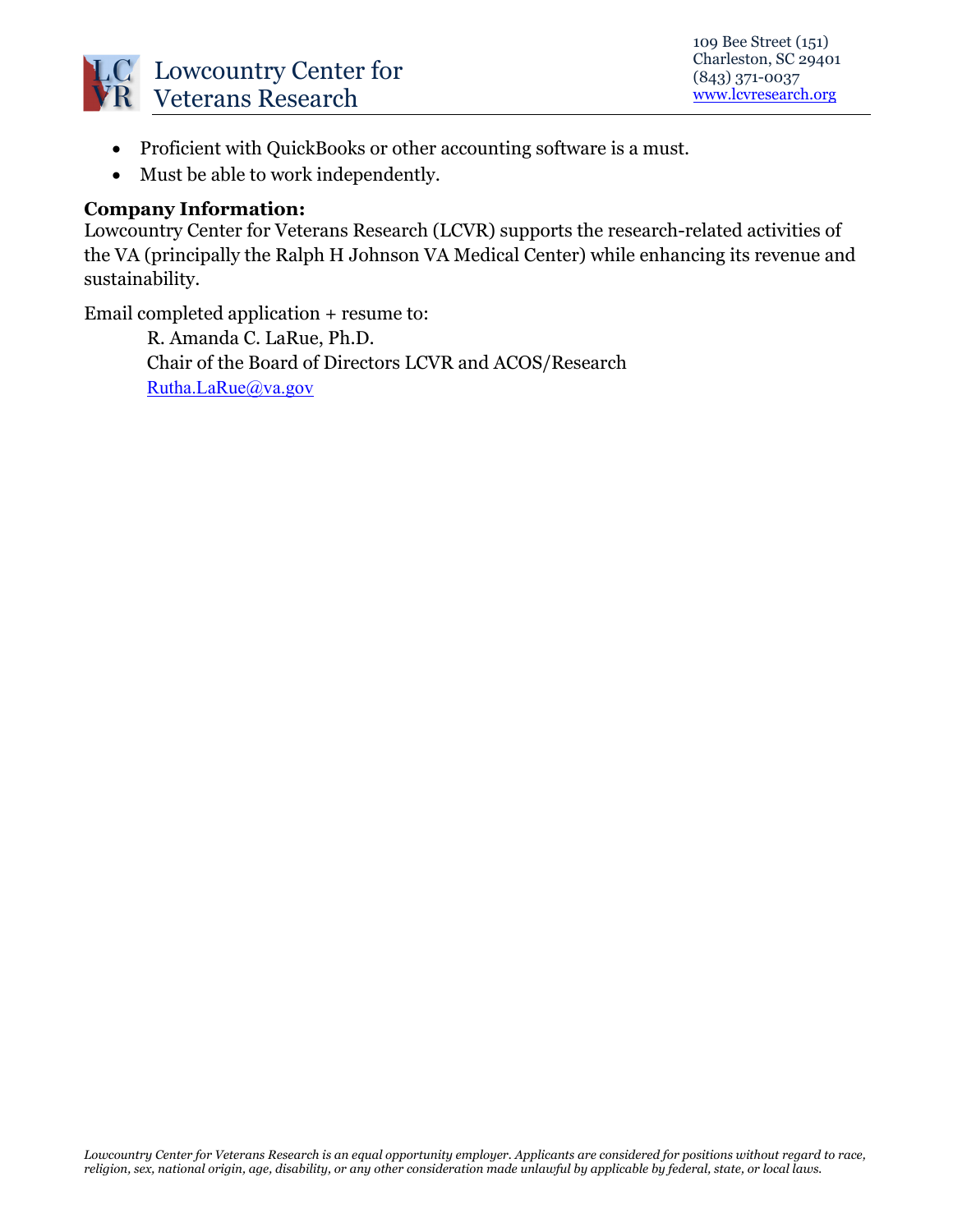- Proficient with QuickBooks or other accounting software is a must.
- Must be able to work independently.

**Company Information:**
Lowcountry Center for Veterans Research (LCVR) supports the research-related activities of the VA (principally the Ralph H Johnson VA Medical Center) while enhancing its revenue and sustainability.

Email completed application + resume to:

R. Amanda C. LaRue, Ph.D.
Chair of the Board of Directors LCVR and ACOS/Research
Rutha.LaRue@va.gov

*Lowcountry Center for Veterans Research is an equal opportunity employer. Applicants are considered for positions without regard to race, religion, sex, national origin, age, disability, or any other consideration made unlawful by applicable by federal, state, or local laws.*